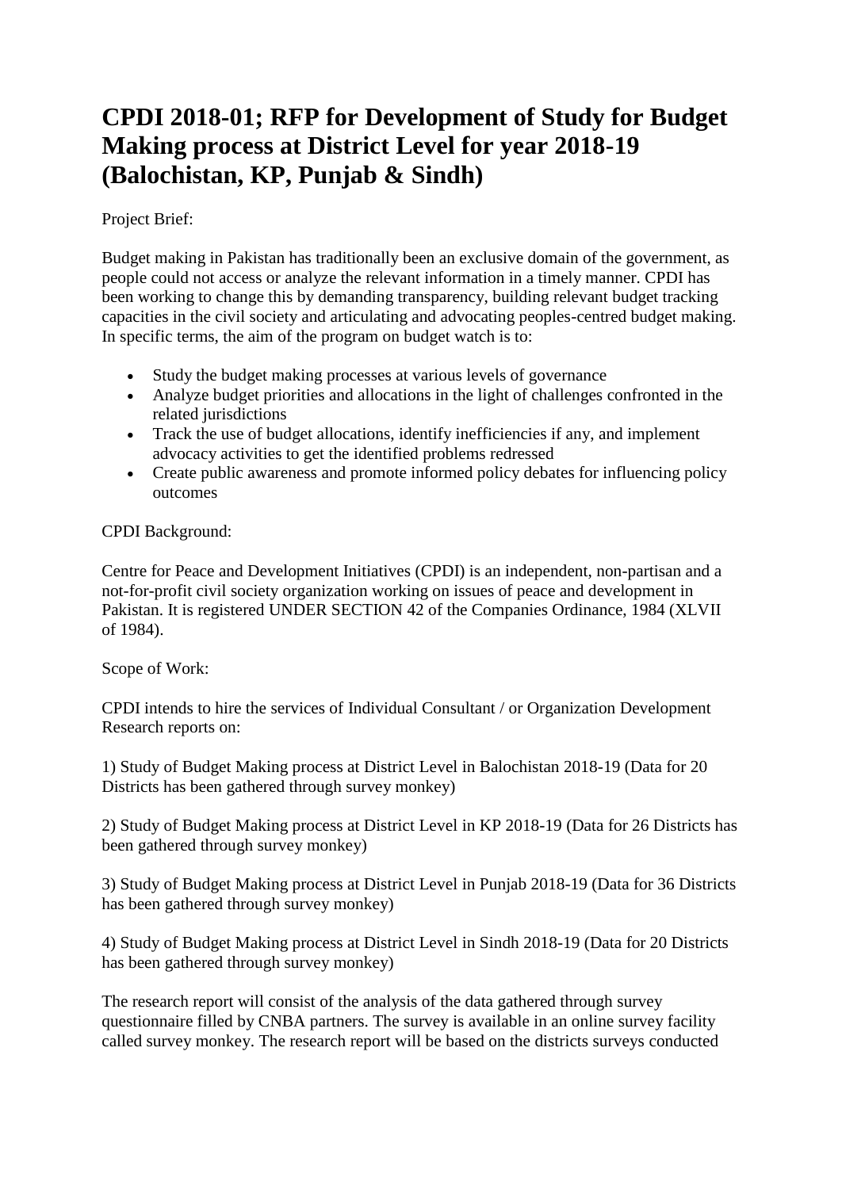# CPDI 2018-01; RFP for Development of Study for Budget Making process at District Level for year 2018-19 (Balochistan, KP, Punjab & Sindh)

Project Brief:

Budget making in Pakistan has traditionally been an exclusive domain of the government, as people could not access or analyze the relevant information in a timely manner. CPDI has been working to change this by demanding transparency, building relevant budget tracking capacities in the civil society and articulating and advocating peoples-centred budget making. In specific terms, the aim of the program on budget watch is to:

- Study the budget making processes at various levels of governance
- Analyze budget priorities and allocations in the light of challenges confronted in the related jurisdictions
- Track the use of budget allocations, identify inefficiencies if any, and implement advocacy activities to get the identified problems redressed
- Create public awareness and promote informed policy debates for influencing policy outcomes

CPDI Background:

Centre for Peace and Development Initiatives (CPDI) is an independent, non-partisan and a not-for-profit civil society organization working on issues of peace and development in Pakistan. It is registered UNDER SECTION 42 of the Companies Ordinance, 1984 (XLVII of 1984).

Scope of Work:

CPDI intends to hire the services of Individual Consultant / or Organization Development Research reports on:

1) Study of Budget Making process at District Level in Balochistan 2018-19 (Data for 20 Districts has been gathered through survey monkey)

2) Study of Budget Making process at District Level in KP 2018-19 (Data for 26 Districts has been gathered through survey monkey)

3) Study of Budget Making process at District Level in Punjab 2018-19 (Data for 36 Districts has been gathered through survey monkey)

4) Study of Budget Making process at District Level in Sindh 2018-19 (Data for 20 Districts has been gathered through survey monkey)

The research report will consist of the analysis of the data gathered through survey questionnaire filled by CNBA partners. The survey is available in an online survey facility called survey monkey. The research report will be based on the districts surveys conducted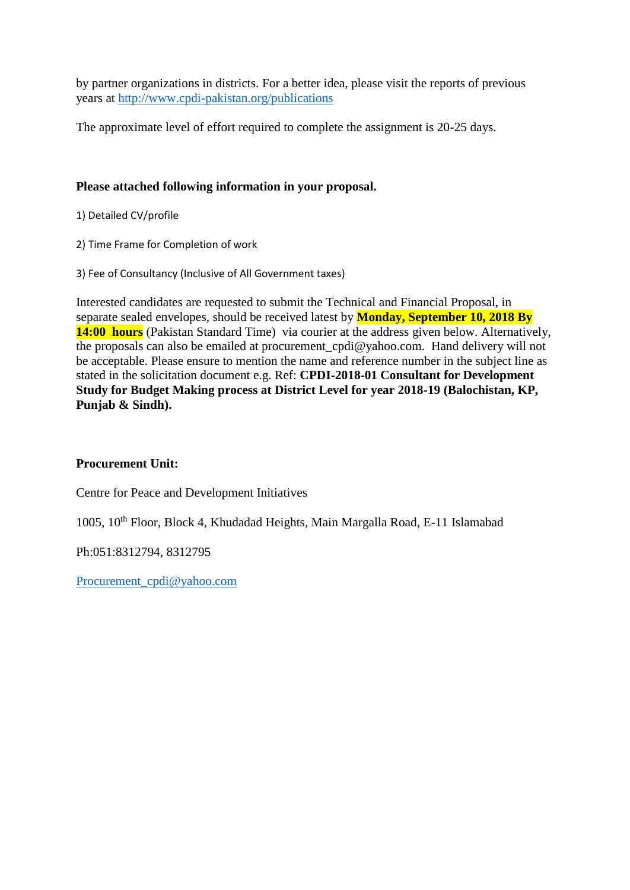by partner organizations in districts. For a better idea, please visit the reports of previous years at http://www.cpdi-pakistan.org/publications

The approximate level of effort required to complete the assignment is 20-25 days.

**Please attached following information in your proposal.**

1) Detailed CV/profile

2) Time Frame for Completion of work

3) Fee of Consultancy (Inclusive of All Government taxes)

Interested candidates are requested to submit the Technical and Financial Proposal, in separate sealed envelopes, should be received latest by **Monday, September 10, 2018 By 14:00 hours** (Pakistan Standard Time) via courier at the address given below. Alternatively, the proposals can also be emailed at procurement_cpdi@yahoo.com. Hand delivery will not be acceptable. Please ensure to mention the name and reference number in the subject line as stated in the solicitation document e.g. Ref: **CPDI-2018-01 Consultant for Development Study for Budget Making process at District Level for year 2018-19 (Balochistan, KP, Punjab & Sindh).**

**Procurement Unit:**

Centre for Peace and Development Initiatives

1005, 10th Floor, Block 4, Khudadad Heights, Main Margalla Road, E-11 Islamabad

Ph:051:8312794, 8312795

Procurement_cpdi@yahoo.com